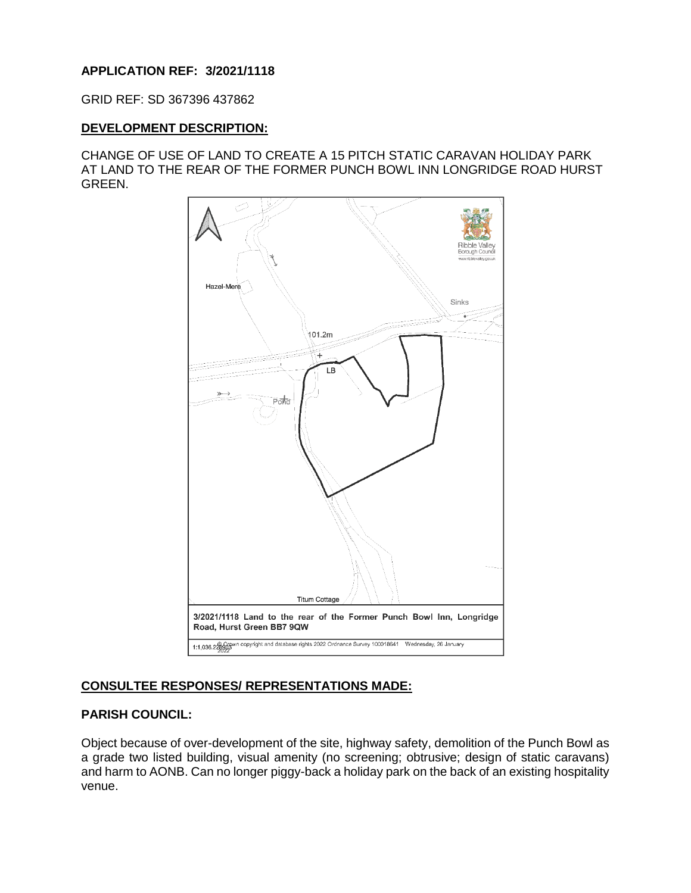**APPLICATION REF: 3/2021/1118**

GRID REF: SD 367396 437862

## DEVELOPMENT DESCRIPTION:

CHANGE OF USE OF LAND TO CREATE A 15 PITCH STATIC CARAVAN HOLIDAY PARK AT LAND TO THE REAR OF THE FORMER PUNCH BOWL INN LONGRIDGE ROAD HURST GREEN.

## CONSULTEE RESPONSES/ REPRESENTATIONS MADE:

### PARISH COUNCIL:

Object because of over-development of the site, highway safety, demolition of the Punch Bowl as a grade two listed building, visual amenity (no screening; obtrusive; design of static caravans) and harm to AONB. Can no longer piggy-back a holiday park on the back of an existing hospitality venue.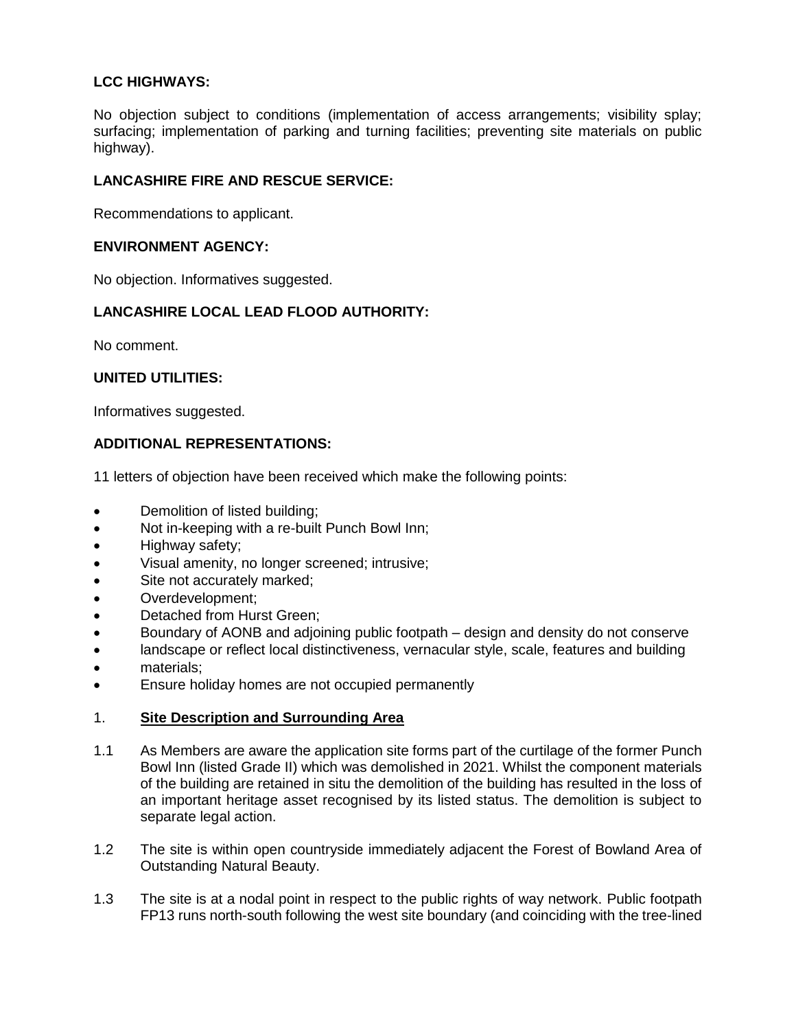**LCC HIGHWAYS:**

No objection subject to conditions (implementation of access arrangements; visibility splay; surfacing; implementation of parking and turning facilities; preventing site materials on public highway).

**LANCASHIRE FIRE AND RESCUE SERVICE:**

Recommendations to applicant.

**ENVIRONMENT AGENCY:**

No objection. Informatives suggested.

**LANCASHIRE LOCAL LEAD FLOOD AUTHORITY:**

No comment.

**UNITED UTILITIES:**

Informatives suggested.

**ADDITIONAL REPRESENTATIONS:**

11 letters of objection have been received which make the following points:

- Demolition of listed building;
- Not in-keeping with a re-built Punch Bowl Inn;
- Highway safety;
- Visual amenity, no longer screened; intrusive;
- Site not accurately marked;
- Overdevelopment;
- Detached from Hurst Green;
- Boundary of AONB and adjoining public footpath – design and density do not conserve
- landscape or reflect local distinctiveness, vernacular style, scale, features and building
- materials;
- Ensure holiday homes are not occupied permanently

1. **Site Description and Surrounding Area**

1.1 As Members are aware the application site forms part of the curtilage of the former Punch Bowl Inn (listed Grade II) which was demolished in 2021. Whilst the component materials of the building are retained in situ the demolition of the building has resulted in the loss of an important heritage asset recognised by its listed status. The demolition is subject to separate legal action.

1.2 The site is within open countryside immediately adjacent the Forest of Bowland Area of Outstanding Natural Beauty.

1.3 The site is at a nodal point in respect to the public rights of way network. Public footpath FP13 runs north-south following the west site boundary (and coinciding with the tree-lined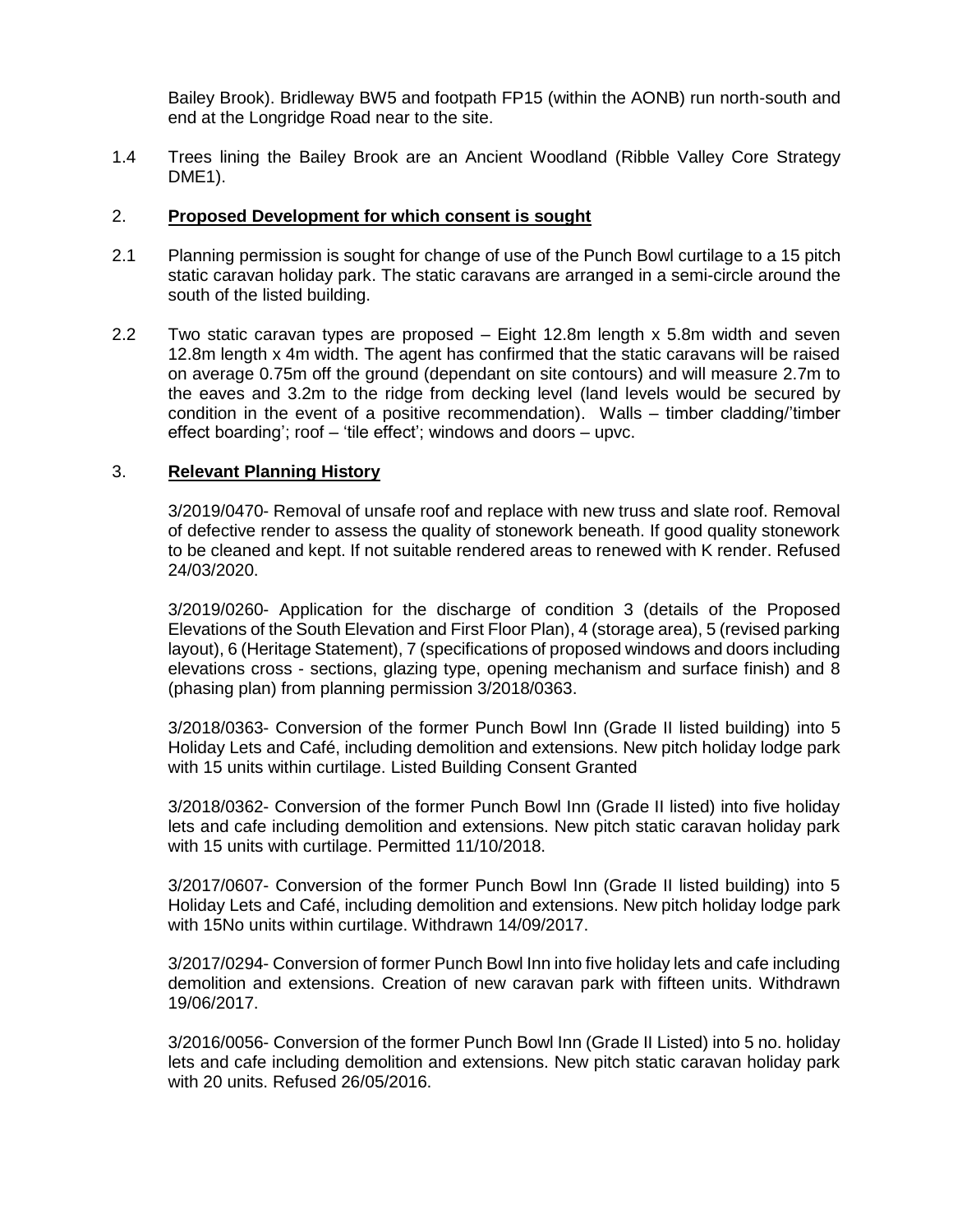Bailey Brook). Bridleway BW5 and footpath FP15 (within the AONB) run north-south and end at the Longridge Road near to the site.

1.4 Trees lining the Bailey Brook are an Ancient Woodland (Ribble Valley Core Strategy DME1).

## 2. **Proposed Development for which consent is sought**

2.1 Planning permission is sought for change of use of the Punch Bowl curtilage to a 15 pitch static caravan holiday park. The static caravans are arranged in a semi-circle around the south of the listed building.

2.2 Two static caravan types are proposed – Eight 12.8m length x 5.8m width and seven 12.8m length x 4m width. The agent has confirmed that the static caravans will be raised on average 0.75m off the ground (dependant on site contours) and will measure 2.7m to the eaves and 3.2m to the ridge from decking level (land levels would be secured by condition in the event of a positive recommendation). Walls – timber cladding/'timber effect boarding'; roof – 'tile effect'; windows and doors – upvc.

## 3. **Relevant Planning History**

3/2019/0470- Removal of unsafe roof and replace with new truss and slate roof. Removal of defective render to assess the quality of stonework beneath. If good quality stonework to be cleaned and kept. If not suitable rendered areas to renewed with K render. Refused 24/03/2020.

3/2019/0260- Application for the discharge of condition 3 (details of the Proposed Elevations of the South Elevation and First Floor Plan), 4 (storage area), 5 (revised parking layout), 6 (Heritage Statement), 7 (specifications of proposed windows and doors including elevations cross - sections, glazing type, opening mechanism and surface finish) and 8 (phasing plan) from planning permission 3/2018/0363.

3/2018/0363- Conversion of the former Punch Bowl Inn (Grade II listed building) into 5 Holiday Lets and Café, including demolition and extensions. New pitch holiday lodge park with 15 units within curtilage. Listed Building Consent Granted

3/2018/0362- Conversion of the former Punch Bowl Inn (Grade II listed) into five holiday lets and cafe including demolition and extensions. New pitch static caravan holiday park with 15 units with curtilage. Permitted 11/10/2018.

3/2017/0607- Conversion of the former Punch Bowl Inn (Grade II listed building) into 5 Holiday Lets and Café, including demolition and extensions. New pitch holiday lodge park with 15No units within curtilage. Withdrawn 14/09/2017.

3/2017/0294- Conversion of former Punch Bowl Inn into five holiday lets and cafe including demolition and extensions. Creation of new caravan park with fifteen units. Withdrawn 19/06/2017.

3/2016/0056- Conversion of the former Punch Bowl Inn (Grade II Listed) into 5 no. holiday lets and cafe including demolition and extensions. New pitch static caravan holiday park with 20 units. Refused 26/05/2016.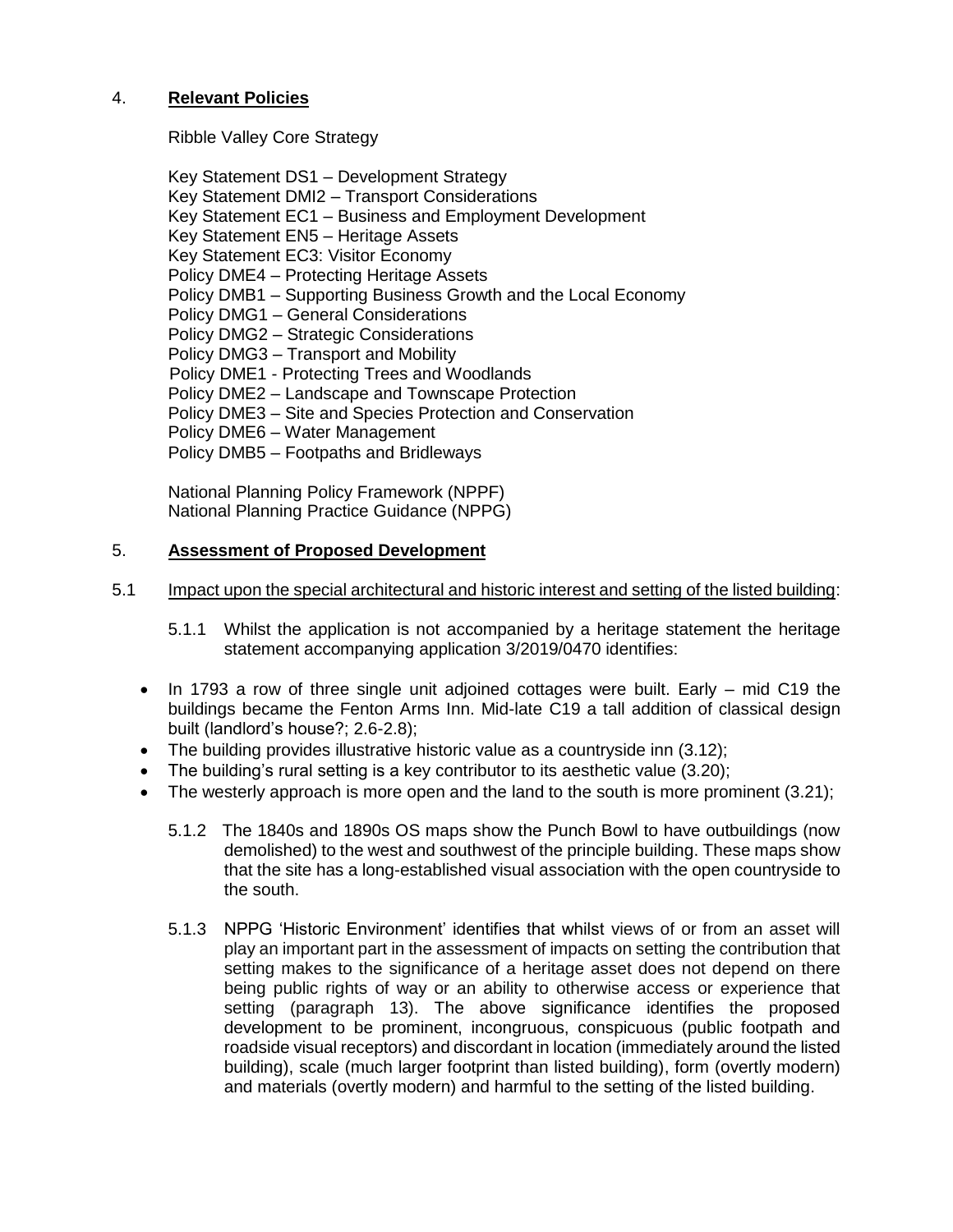## 4. **Relevant Policies**

Ribble Valley Core Strategy

Key Statement DS1 – Development Strategy
Key Statement DMI2 – Transport Considerations
Key Statement EC1 – Business and Employment Development
Key Statement EN5 – Heritage Assets
Key Statement EC3: Visitor Economy
Policy DME4 – Protecting Heritage Assets
Policy DMB1 – Supporting Business Growth and the Local Economy
Policy DMG1 – General Considerations
Policy DMG2 – Strategic Considerations
Policy DMG3 – Transport and Mobility
Policy DME1 - Protecting Trees and Woodlands
Policy DME2 – Landscape and Townscape Protection
Policy DME3 – Site and Species Protection and Conservation
Policy DME6 – Water Management
Policy DMB5 – Footpaths and Bridleways

National Planning Policy Framework (NPPF)
National Planning Practice Guidance (NPPG)

## 5. **Assessment of Proposed Development**

5.1 Impact upon the special architectural and historic interest and setting of the listed building:

5.1.1 Whilst the application is not accompanied by a heritage statement the heritage statement accompanying application 3/2019/0470 identifies:

- In 1793 a row of three single unit adjoined cottages were built. Early – mid C19 the buildings became the Fenton Arms Inn. Mid-late C19 a tall addition of classical design built (landlord's house?; 2.6-2.8);
- The building provides illustrative historic value as a countryside inn (3.12);
- The building's rural setting is a key contributor to its aesthetic value (3.20);
- The westerly approach is more open and the land to the south is more prominent (3.21);

5.1.2 The 1840s and 1890s OS maps show the Punch Bowl to have outbuildings (now demolished) to the west and southwest of the principle building. These maps show that the site has a long-established visual association with the open countryside to the south.

5.1.3 NPPG 'Historic Environment' identifies that whilst views of or from an asset will play an important part in the assessment of impacts on setting the contribution that setting makes to the significance of a heritage asset does not depend on there being public rights of way or an ability to otherwise access or experience that setting (paragraph 13). The above significance identifies the proposed development to be prominent, incongruous, conspicuous (public footpath and roadside visual receptors) and discordant in location (immediately around the listed building), scale (much larger footprint than listed building), form (overtly modern) and materials (overtly modern) and harmful to the setting of the listed building.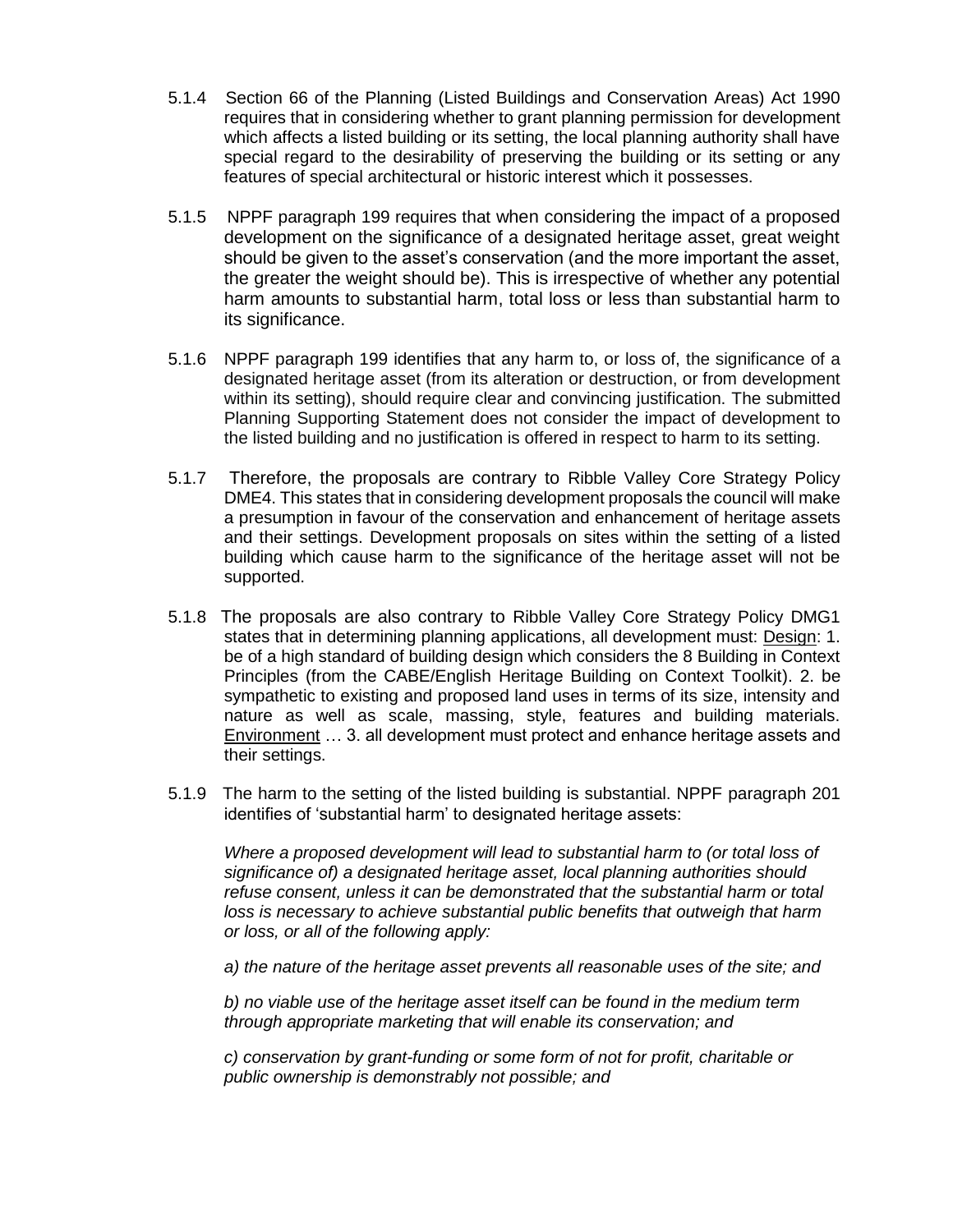5.1.4 Section 66 of the Planning (Listed Buildings and Conservation Areas) Act 1990 requires that in considering whether to grant planning permission for development which affects a listed building or its setting, the local planning authority shall have special regard to the desirability of preserving the building or its setting or any features of special architectural or historic interest which it possesses.

5.1.5 NPPF paragraph 199 requires that when considering the impact of a proposed development on the significance of a designated heritage asset, great weight should be given to the asset's conservation (and the more important the asset, the greater the weight should be). This is irrespective of whether any potential harm amounts to substantial harm, total loss or less than substantial harm to its significance.

5.1.6 NPPF paragraph 199 identifies that any harm to, or loss of, the significance of a designated heritage asset (from its alteration or destruction, or from development within its setting), should require clear and convincing justification. The submitted Planning Supporting Statement does not consider the impact of development to the listed building and no justification is offered in respect to harm to its setting.

5.1.7 Therefore, the proposals are contrary to Ribble Valley Core Strategy Policy DME4. This states that in considering development proposals the council will make a presumption in favour of the conservation and enhancement of heritage assets and their settings. Development proposals on sites within the setting of a listed building which cause harm to the significance of the heritage asset will not be supported.

5.1.8 The proposals are also contrary to Ribble Valley Core Strategy Policy DMG1 states that in determining planning applications, all development must: <u>Design</u>: 1. be of a high standard of building design which considers the 8 Building in Context Principles (from the CABE/English Heritage Building on Context Toolkit). 2. be sympathetic to existing and proposed land uses in terms of its size, intensity and nature as well as scale, massing, style, features and building materials. <u>Environment</u> … 3. all development must protect and enhance heritage assets and their settings.

5.1.9 The harm to the setting of the listed building is substantial. NPPF paragraph 201 identifies of 'substantial harm' to designated heritage assets:

> *Where a proposed development will lead to substantial harm to (or total loss of significance of) a designated heritage asset, local planning authorities should refuse consent, unless it can be demonstrated that the substantial harm or total loss is necessary to achieve substantial public benefits that outweigh that harm or loss, or all of the following apply:*
>
> *a) the nature of the heritage asset prevents all reasonable uses of the site; and*
>
> *b) no viable use of the heritage asset itself can be found in the medium term through appropriate marketing that will enable its conservation; and*
>
> *c) conservation by grant-funding or some form of not for profit, charitable or public ownership is demonstrably not possible; and*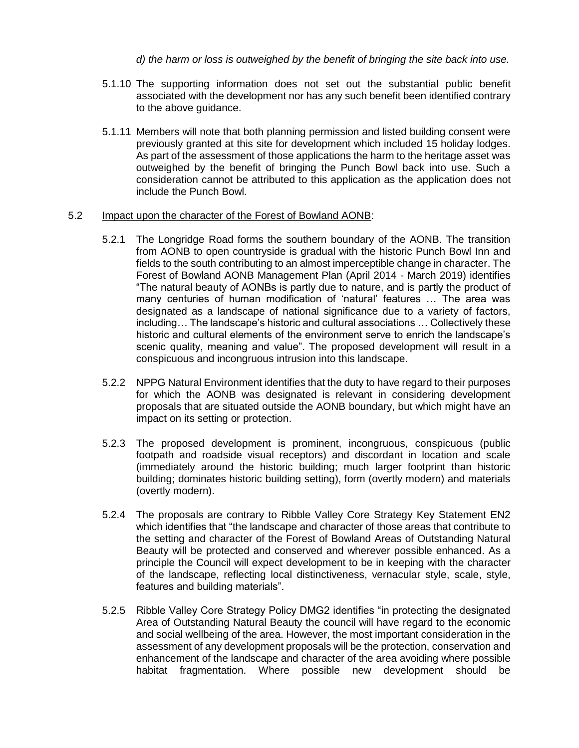*d) the harm or loss is outweighed by the benefit of bringing the site back into use.*

5.1.10 The supporting information does not set out the substantial public benefit associated with the development nor has any such benefit been identified contrary to the above guidance.

5.1.11 Members will note that both planning permission and listed building consent were previously granted at this site for development which included 15 holiday lodges. As part of the assessment of those applications the harm to the heritage asset was outweighed by the benefit of bringing the Punch Bowl back into use. Such a consideration cannot be attributed to this application as the application does not include the Punch Bowl.

5.2 Impact upon the character of the Forest of Bowland AONB:

5.2.1 The Longridge Road forms the southern boundary of the AONB. The transition from AONB to open countryside is gradual with the historic Punch Bowl Inn and fields to the south contributing to an almost imperceptible change in character. The Forest of Bowland AONB Management Plan (April 2014 - March 2019) identifies "The natural beauty of AONBs is partly due to nature, and is partly the product of many centuries of human modification of 'natural' features … The area was designated as a landscape of national significance due to a variety of factors, including… The landscape's historic and cultural associations … Collectively these historic and cultural elements of the environment serve to enrich the landscape's scenic quality, meaning and value". The proposed development will result in a conspicuous and incongruous intrusion into this landscape.

5.2.2 NPPG Natural Environment identifies that the duty to have regard to their purposes for which the AONB was designated is relevant in considering development proposals that are situated outside the AONB boundary, but which might have an impact on its setting or protection.

5.2.3 The proposed development is prominent, incongruous, conspicuous (public footpath and roadside visual receptors) and discordant in location and scale (immediately around the historic building; much larger footprint than historic building; dominates historic building setting), form (overtly modern) and materials (overtly modern).

5.2.4 The proposals are contrary to Ribble Valley Core Strategy Key Statement EN2 which identifies that "the landscape and character of those areas that contribute to the setting and character of the Forest of Bowland Areas of Outstanding Natural Beauty will be protected and conserved and wherever possible enhanced. As a principle the Council will expect development to be in keeping with the character of the landscape, reflecting local distinctiveness, vernacular style, scale, style, features and building materials".

5.2.5 Ribble Valley Core Strategy Policy DMG2 identifies "in protecting the designated Area of Outstanding Natural Beauty the council will have regard to the economic and social wellbeing of the area. However, the most important consideration in the assessment of any development proposals will be the protection, conservation and enhancement of the landscape and character of the area avoiding where possible habitat fragmentation. Where possible new development should be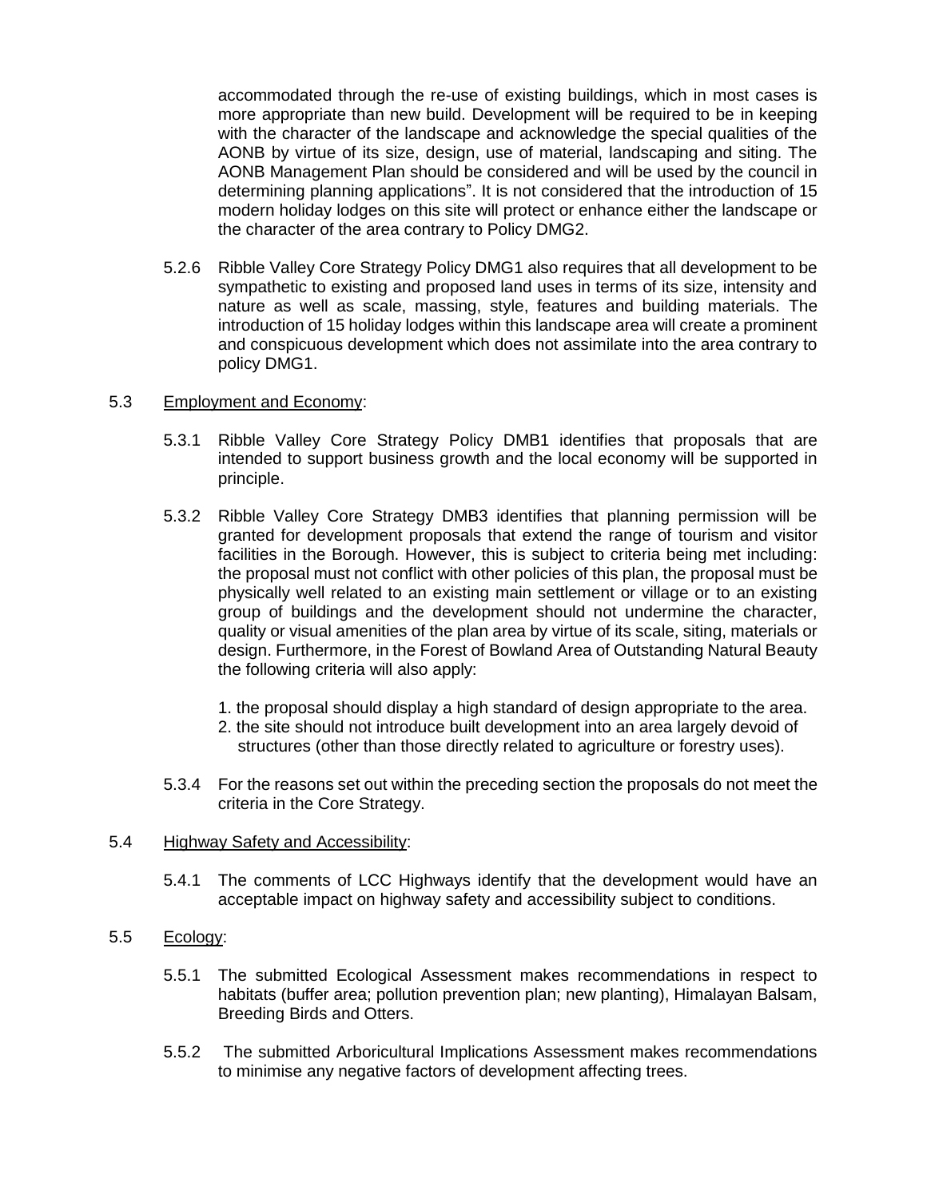accommodated through the re-use of existing buildings, which in most cases is more appropriate than new build. Development will be required to be in keeping with the character of the landscape and acknowledge the special qualities of the AONB by virtue of its size, design, use of material, landscaping and siting. The AONB Management Plan should be considered and will be used by the council in determining planning applications". It is not considered that the introduction of 15 modern holiday lodges on this site will protect or enhance either the landscape or the character of the area contrary to Policy DMG2.

5.2.6 Ribble Valley Core Strategy Policy DMG1 also requires that all development to be sympathetic to existing and proposed land uses in terms of its size, intensity and nature as well as scale, massing, style, features and building materials. The introduction of 15 holiday lodges within this landscape area will create a prominent and conspicuous development which does not assimilate into the area contrary to policy DMG1.

5.3 Employment and Economy:

5.3.1 Ribble Valley Core Strategy Policy DMB1 identifies that proposals that are intended to support business growth and the local economy will be supported in principle.

5.3.2 Ribble Valley Core Strategy DMB3 identifies that planning permission will be granted for development proposals that extend the range of tourism and visitor facilities in the Borough. However, this is subject to criteria being met including: the proposal must not conflict with other policies of this plan, the proposal must be physically well related to an existing main settlement or village or to an existing group of buildings and the development should not undermine the character, quality or visual amenities of the plan area by virtue of its scale, siting, materials or design. Furthermore, in the Forest of Bowland Area of Outstanding Natural Beauty the following criteria will also apply:

1. the proposal should display a high standard of design appropriate to the area.
2. the site should not introduce built development into an area largely devoid of structures (other than those directly related to agriculture or forestry uses).

5.3.4 For the reasons set out within the preceding section the proposals do not meet the criteria in the Core Strategy.

5.4 Highway Safety and Accessibility:

5.4.1 The comments of LCC Highways identify that the development would have an acceptable impact on highway safety and accessibility subject to conditions.

5.5 Ecology:

5.5.1 The submitted Ecological Assessment makes recommendations in respect to habitats (buffer area; pollution prevention plan; new planting), Himalayan Balsam, Breeding Birds and Otters.

5.5.2 The submitted Arboricultural Implications Assessment makes recommendations to minimise any negative factors of development affecting trees.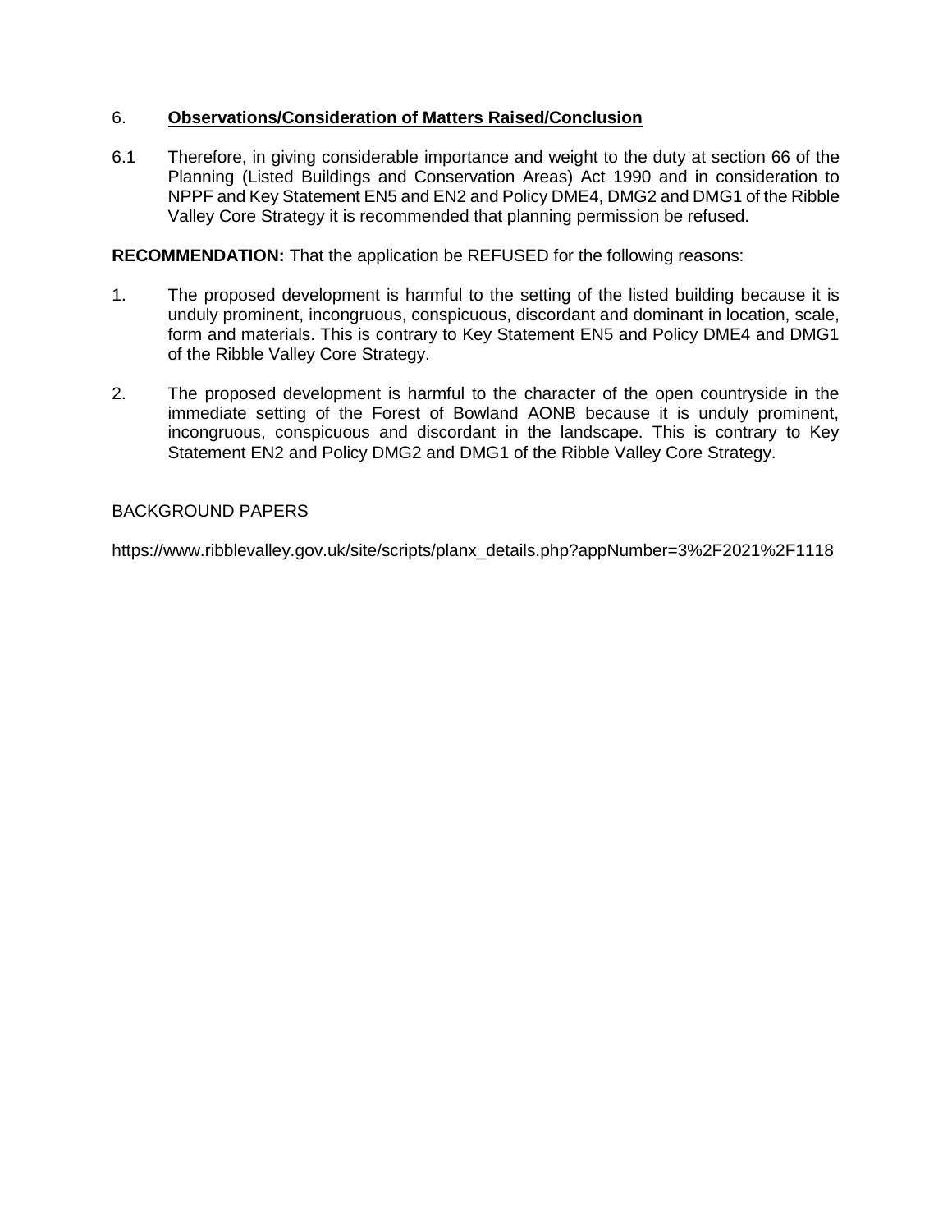## 6. **Observations/Consideration of Matters Raised/Conclusion**

6.1 Therefore, in giving considerable importance and weight to the duty at section 66 of the Planning (Listed Buildings and Conservation Areas) Act 1990 and in consideration to NPPF and Key Statement EN5 and EN2 and Policy DME4, DMG2 and DMG1 of the Ribble Valley Core Strategy it is recommended that planning permission be refused.

**RECOMMENDATION:** That the application be REFUSED for the following reasons:

1. The proposed development is harmful to the setting of the listed building because it is unduly prominent, incongruous, conspicuous, discordant and dominant in location, scale, form and materials. This is contrary to Key Statement EN5 and Policy DME4 and DMG1 of the Ribble Valley Core Strategy.

2. The proposed development is harmful to the character of the open countryside in the immediate setting of the Forest of Bowland AONB because it is unduly prominent, incongruous, conspicuous and discordant in the landscape. This is contrary to Key Statement EN2 and Policy DMG2 and DMG1 of the Ribble Valley Core Strategy.

BACKGROUND PAPERS

https://www.ribblevalley.gov.uk/site/scripts/planx_details.php?appNumber=3%2F2021%2F1118